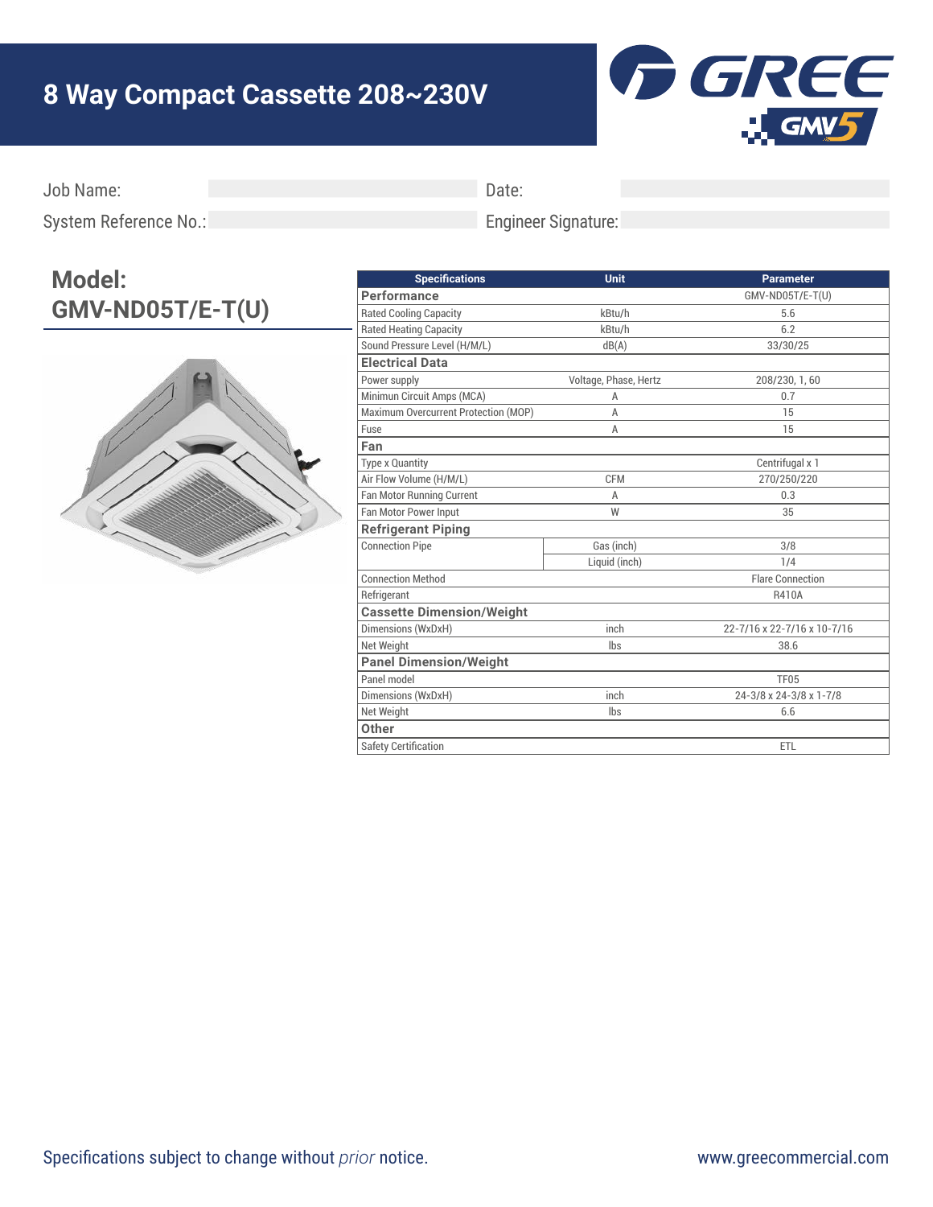# 8 Way Compact Cassette 208~230V

Job Name:

Date:

System Reference No.:

Engineer Signature:

## Model: GMV-ND05T/E-T(U)

| Specifications | Unit | Parameter |
|---|---|---|
| **Performance** | | GMV-ND05T/E-T(U) |
| Rated Cooling Capacity | kBtu/h | 5.6 |
| Rated Heating Capacity | kBtu/h | 6.2 |
| Sound Pressure Level (H/M/L) | dB(A) | 33/30/25 |
| **Electrical Data** | | |
| Power supply | Voltage, Phase, Hertz | 208/230, 1, 60 |
| Minimun Circuit Amps (MCA) | A | 0.7 |
| Maximum Overcurrent Protection (MOP) | A | 15 |
| Fuse | A | 15 |
| **Fan** | | |
| Type x Quantity | | Centrifugal x 1 |
| Air Flow Volume (H/M/L) | CFM | 270/250/220 |
| Fan Motor Running Current | A | 0.3 |
| Fan Motor Power Input | W | 35 |
| **Refrigerant Piping** | | |
| Connection Pipe | Gas (inch) | 3/8 |
| | Liquid (inch) | 1/4 |
| Connection Method | | Flare Connection |
| Refrigerant | | R410A |
| **Cassette Dimension/Weight** | | |
| Dimensions (WxDxH) | inch | 22-7/16 x 22-7/16 x 10-7/16 |
| Net Weight | lbs | 38.6 |
| **Panel Dimension/Weight** | | |
| Panel model | | TF05 |
| Dimensions (WxDxH) | inch | 24-3/8 x 24-3/8 x 1-7/8 |
| Net Weight | lbs | 6.6 |
| **Other** | | |
| Safety Certification | | ETL |

Specifications subject to change without *prior* notice.

www.greecommercial.com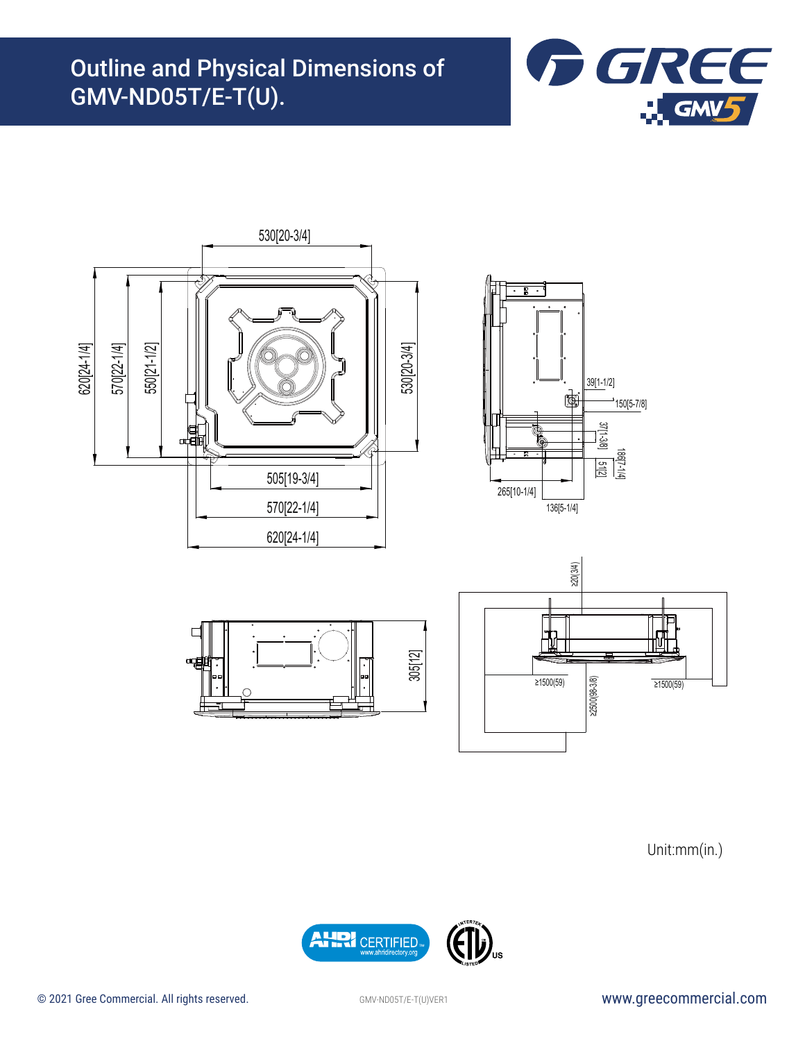# Outline and Physical Dimensions of GMV-ND05T/E-T(U).

530[20-3/4]

620[24-1/4]

570[22-1/4]

550[21-1/2]

530[20-3/4]

505[19-3/4]

570[22-1/4]

620[24-1/4]

39[1-1/2]

150[5-7/8]

37[1-3/8]

188[7-1/4]

51[2]

265[10-1/4]

136[5-1/4]

305[12]

≥20(3/4)

≥1500(59)

≥1500(59)

≥2500(98-3/8)

Unit:mm(in.)

© 2021 Gree Commercial. All rights reserved.

GMV-ND05T/E-T(U)VER1

www.greecommercial.com